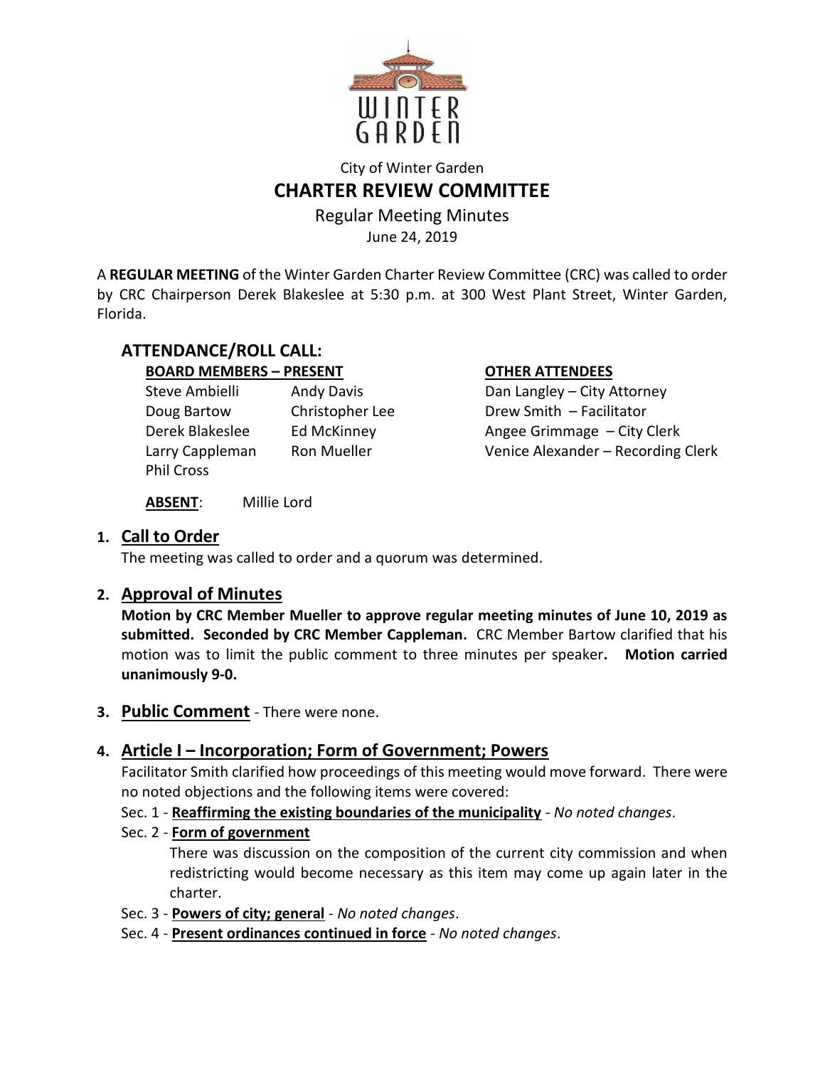City of Winter Garden

# CHARTER REVIEW COMMITTEE

Regular Meeting Minutes

June 24, 2019

A **REGULAR MEETING** of the Winter Garden Charter Review Committee (CRC) was called to order by CRC Chairperson Derek Blakeslee at 5:30 p.m. at 300 West Plant Street, Winter Garden, Florida.

## ATTENDANCE/ROLL CALL:

**BOARD MEMBERS – PRESENT**

Steve Ambielli
Doug Bartow
Derek Blakeslee
Larry Cappleman
Phil Cross
Andy Davis
Christopher Lee
Ed McKinney
Ron Mueller

**OTHER ATTENDEES**

Dan Langley – City Attorney
Drew Smith – Facilitator
Angee Grimmage – City Clerk
Venice Alexander – Recording Clerk

**ABSENT**: Millie Lord

## 1. Call to Order

The meeting was called to order and a quorum was determined.

## 2. Approval of Minutes

**Motion by CRC Member Mueller to approve regular meeting minutes of June 10, 2019 as submitted. Seconded by CRC Member Cappleman.** CRC Member Bartow clarified that his motion was to limit the public comment to three minutes per speaker**. Motion carried unanimously 9-0.**

## 3. Public Comment - There were none.

## 4. Article I – Incorporation; Form of Government; Powers

Facilitator Smith clarified how proceedings of this meeting would move forward. There were no noted objections and the following items were covered:

Sec. 1 - **Reaffirming the existing boundaries of the municipality** - *No noted changes*.

Sec. 2 - **Form of government**

There was discussion on the composition of the current city commission and when redistricting would become necessary as this item may come up again later in the charter.

Sec. 3 - **Powers of city; general** - *No noted changes*.

Sec. 4 - **Present ordinances continued in force** - *No noted changes*.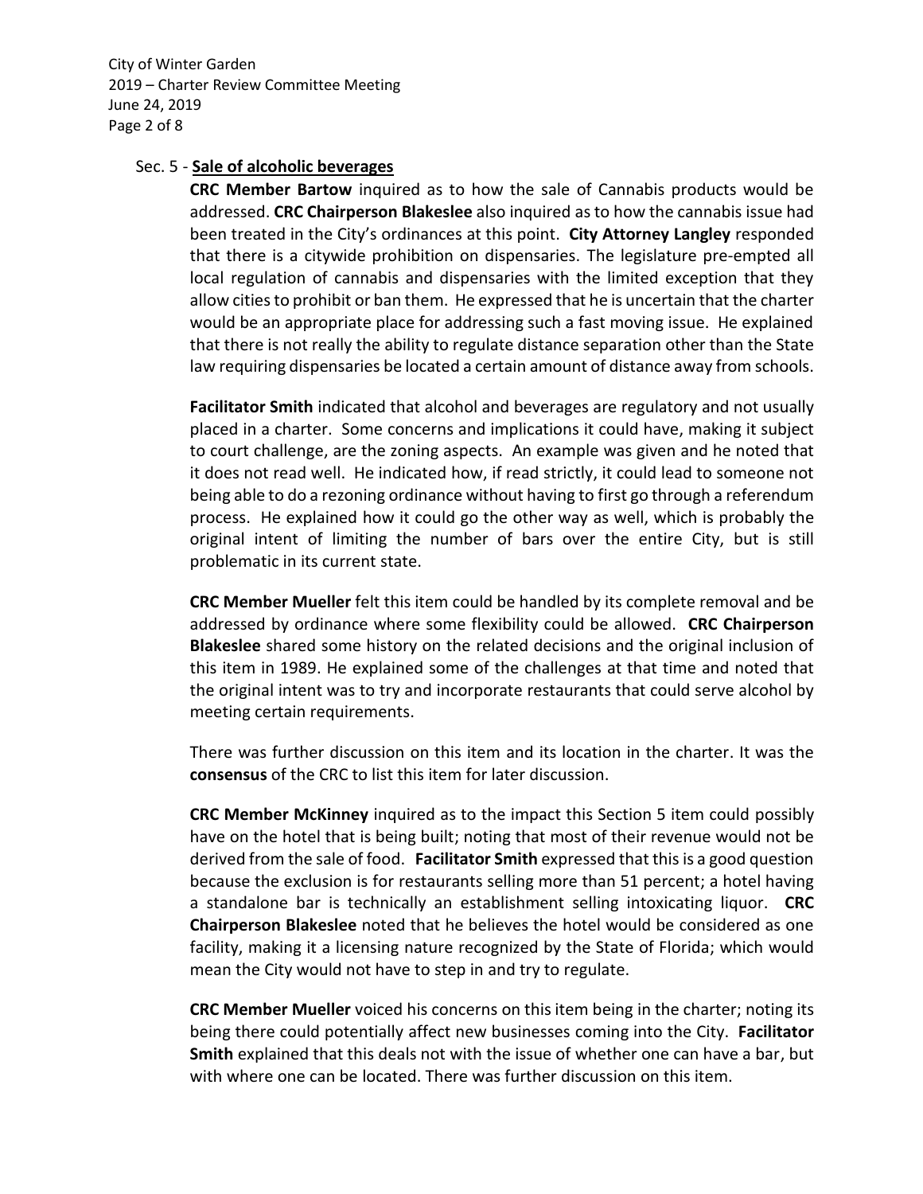Sec. 5 - **Sale of alcoholic beverages**

**CRC Member Bartow** inquired as to how the sale of Cannabis products would be addressed. **CRC Chairperson Blakeslee** also inquired as to how the cannabis issue had been treated in the City's ordinances at this point. **City Attorney Langley** responded that there is a citywide prohibition on dispensaries. The legislature pre-empted all local regulation of cannabis and dispensaries with the limited exception that they allow cities to prohibit or ban them. He expressed that he is uncertain that the charter would be an appropriate place for addressing such a fast moving issue. He explained that there is not really the ability to regulate distance separation other than the State law requiring dispensaries be located a certain amount of distance away from schools.

**Facilitator Smith** indicated that alcohol and beverages are regulatory and not usually placed in a charter. Some concerns and implications it could have, making it subject to court challenge, are the zoning aspects. An example was given and he noted that it does not read well. He indicated how, if read strictly, it could lead to someone not being able to do a rezoning ordinance without having to first go through a referendum process. He explained how it could go the other way as well, which is probably the original intent of limiting the number of bars over the entire City, but is still problematic in its current state.

**CRC Member Mueller** felt this item could be handled by its complete removal and be addressed by ordinance where some flexibility could be allowed. **CRC Chairperson Blakeslee** shared some history on the related decisions and the original inclusion of this item in 1989. He explained some of the challenges at that time and noted that the original intent was to try and incorporate restaurants that could serve alcohol by meeting certain requirements.

There was further discussion on this item and its location in the charter. It was the **consensus** of the CRC to list this item for later discussion.

**CRC Member McKinney** inquired as to the impact this Section 5 item could possibly have on the hotel that is being built; noting that most of their revenue would not be derived from the sale of food. **Facilitator Smith** expressed that this is a good question because the exclusion is for restaurants selling more than 51 percent; a hotel having a standalone bar is technically an establishment selling intoxicating liquor. **CRC Chairperson Blakeslee** noted that he believes the hotel would be considered as one facility, making it a licensing nature recognized by the State of Florida; which would mean the City would not have to step in and try to regulate.

**CRC Member Mueller** voiced his concerns on this item being in the charter; noting its being there could potentially affect new businesses coming into the City. **Facilitator Smith** explained that this deals not with the issue of whether one can have a bar, but with where one can be located. There was further discussion on this item.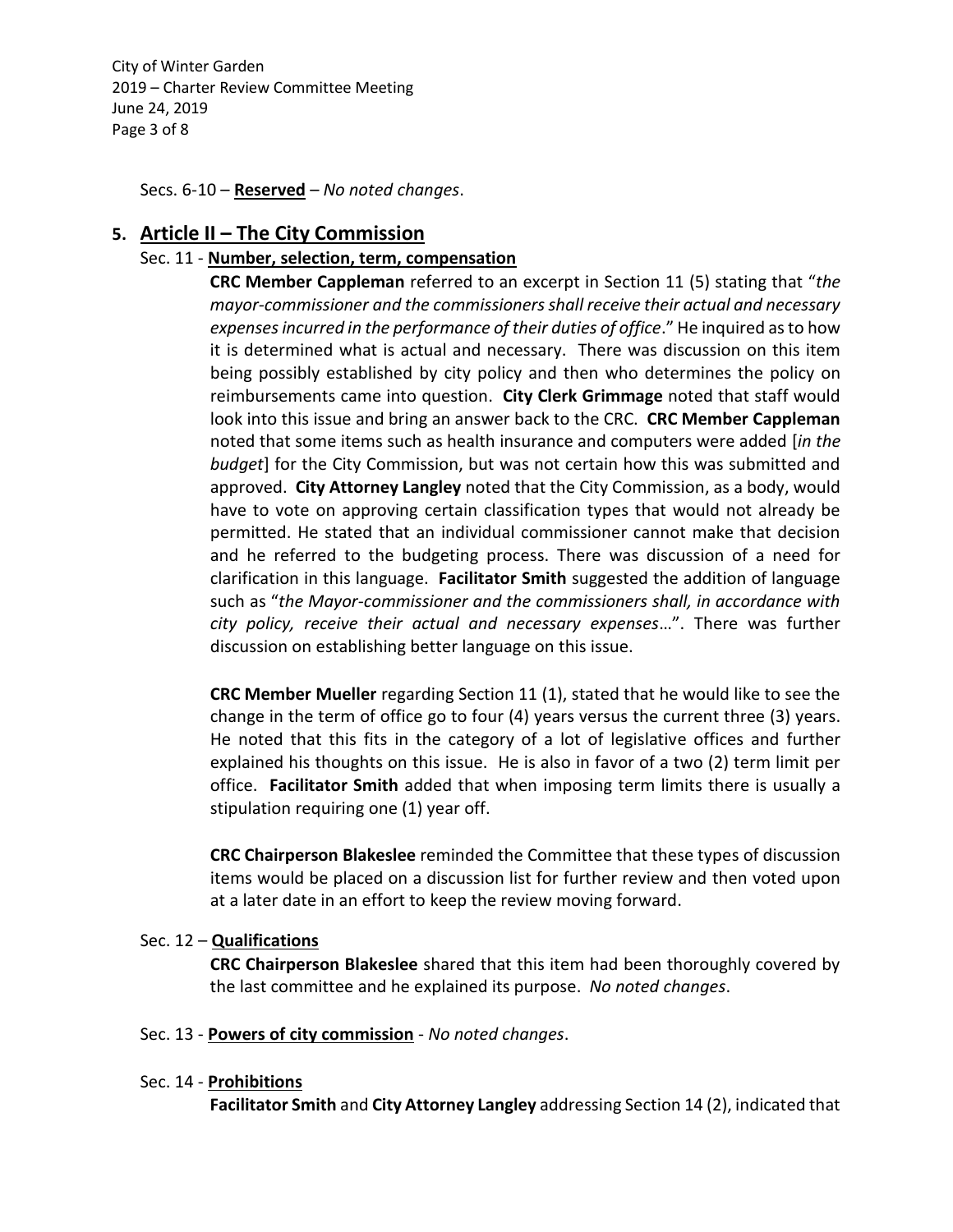Secs. 6-10 – **Reserved** – *No noted changes*.

## 5. Article II – The City Commission

### Sec. 11 - **Number, selection, term, compensation**

**CRC Member Cappleman** referred to an excerpt in Section 11 (5) stating that "*the mayor-commissioner and the commissioners shall receive their actual and necessary expenses incurred in the performance of their duties of office*." He inquired as to how it is determined what is actual and necessary. There was discussion on this item being possibly established by city policy and then who determines the policy on reimbursements came into question. **City Clerk Grimmage** noted that staff would look into this issue and bring an answer back to the CRC. **CRC Member Cappleman** noted that some items such as health insurance and computers were added [*in the budget*] for the City Commission, but was not certain how this was submitted and approved. **City Attorney Langley** noted that the City Commission, as a body, would have to vote on approving certain classification types that would not already be permitted. He stated that an individual commissioner cannot make that decision and he referred to the budgeting process. There was discussion of a need for clarification in this language. **Facilitator Smith** suggested the addition of language such as "*the Mayor-commissioner and the commissioners shall, in accordance with city policy, receive their actual and necessary expenses*…". There was further discussion on establishing better language on this issue.

**CRC Member Mueller** regarding Section 11 (1), stated that he would like to see the change in the term of office go to four (4) years versus the current three (3) years. He noted that this fits in the category of a lot of legislative offices and further explained his thoughts on this issue. He is also in favor of a two (2) term limit per office. **Facilitator Smith** added that when imposing term limits there is usually a stipulation requiring one (1) year off.

**CRC Chairperson Blakeslee** reminded the Committee that these types of discussion items would be placed on a discussion list for further review and then voted upon at a later date in an effort to keep the review moving forward.

### Sec. 12 – **Qualifications**

**CRC Chairperson Blakeslee** shared that this item had been thoroughly covered by the last committee and he explained its purpose. *No noted changes*.

### Sec. 13 - **Powers of city commission** - *No noted changes*.

### Sec. 14 - **Prohibitions**

**Facilitator Smith** and **City Attorney Langley** addressing Section 14 (2), indicated that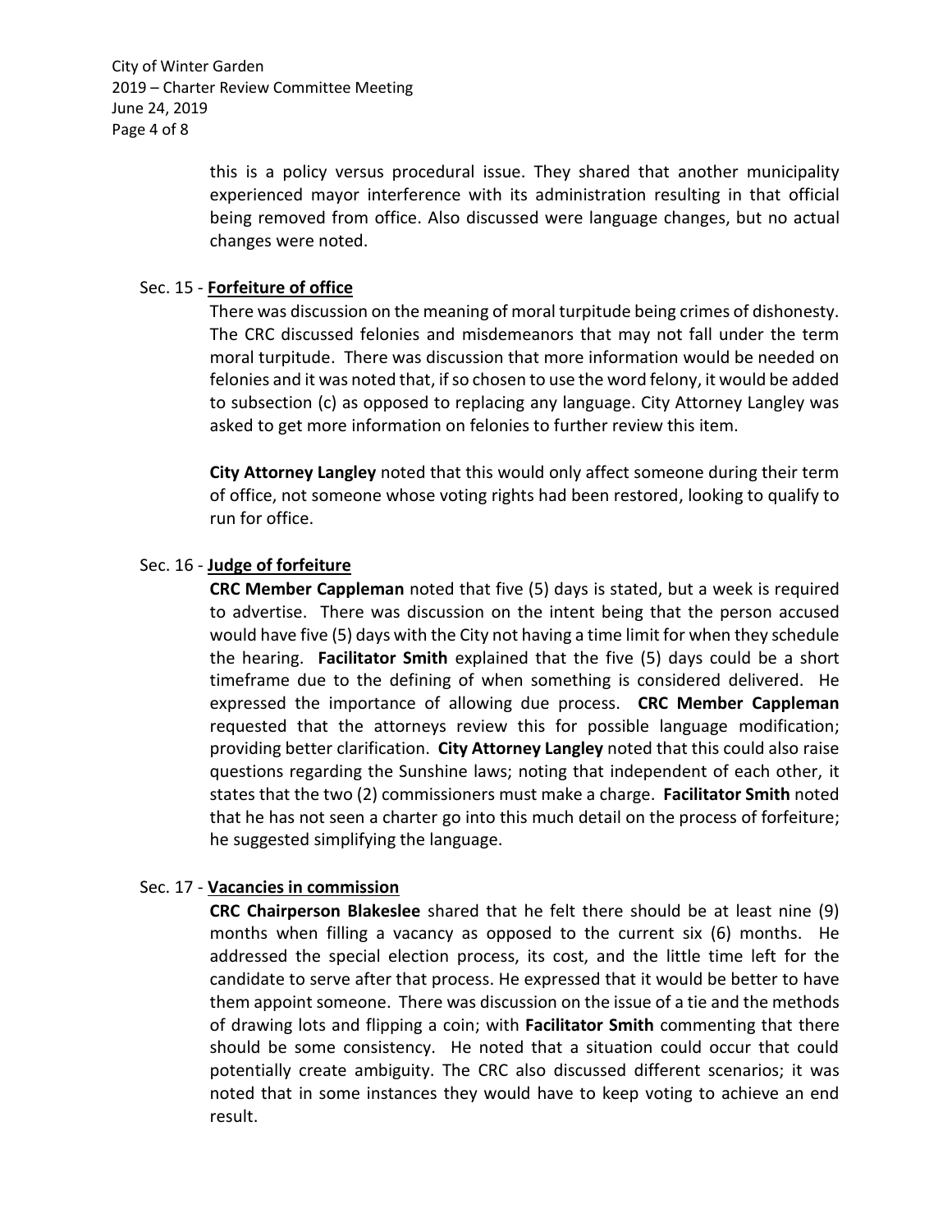this is a policy versus procedural issue. They shared that another municipality experienced mayor interference with its administration resulting in that official being removed from office. Also discussed were language changes, but no actual changes were noted.

Sec. 15 - **Forfeiture of office**

There was discussion on the meaning of moral turpitude being crimes of dishonesty. The CRC discussed felonies and misdemeanors that may not fall under the term moral turpitude. There was discussion that more information would be needed on felonies and it was noted that, if so chosen to use the word felony, it would be added to subsection (c) as opposed to replacing any language. City Attorney Langley was asked to get more information on felonies to further review this item.

**City Attorney Langley** noted that this would only affect someone during their term of office, not someone whose voting rights had been restored, looking to qualify to run for office.

Sec. 16 - **Judge of forfeiture**

**CRC Member Cappleman** noted that five (5) days is stated, but a week is required to advertise. There was discussion on the intent being that the person accused would have five (5) days with the City not having a time limit for when they schedule the hearing. **Facilitator Smith** explained that the five (5) days could be a short timeframe due to the defining of when something is considered delivered. He expressed the importance of allowing due process. **CRC Member Cappleman** requested that the attorneys review this for possible language modification; providing better clarification. **City Attorney Langley** noted that this could also raise questions regarding the Sunshine laws; noting that independent of each other, it states that the two (2) commissioners must make a charge. **Facilitator Smith** noted that he has not seen a charter go into this much detail on the process of forfeiture; he suggested simplifying the language.

Sec. 17 - **Vacancies in commission**

**CRC Chairperson Blakeslee** shared that he felt there should be at least nine (9) months when filling a vacancy as opposed to the current six (6) months. He addressed the special election process, its cost, and the little time left for the candidate to serve after that process. He expressed that it would be better to have them appoint someone. There was discussion on the issue of a tie and the methods of drawing lots and flipping a coin; with **Facilitator Smith** commenting that there should be some consistency. He noted that a situation could occur that could potentially create ambiguity. The CRC also discussed different scenarios; it was noted that in some instances they would have to keep voting to achieve an end result.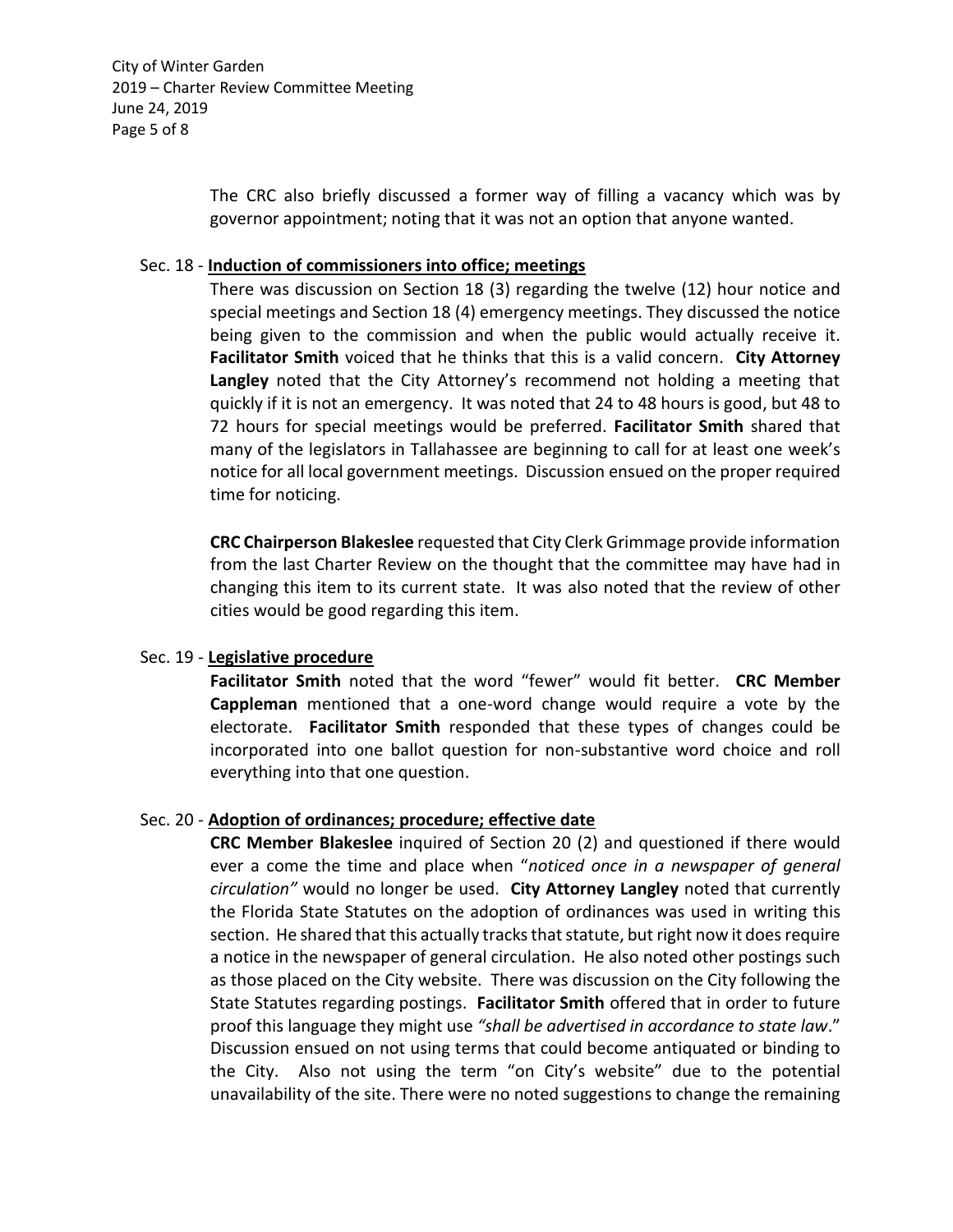The CRC also briefly discussed a former way of filling a vacancy which was by governor appointment; noting that it was not an option that anyone wanted.

Sec. 18 - **Induction of commissioners into office; meetings**

There was discussion on Section 18 (3) regarding the twelve (12) hour notice and special meetings and Section 18 (4) emergency meetings. They discussed the notice being given to the commission and when the public would actually receive it. **Facilitator Smith** voiced that he thinks that this is a valid concern. **City Attorney Langley** noted that the City Attorney's recommend not holding a meeting that quickly if it is not an emergency. It was noted that 24 to 48 hours is good, but 48 to 72 hours for special meetings would be preferred. **Facilitator Smith** shared that many of the legislators in Tallahassee are beginning to call for at least one week's notice for all local government meetings. Discussion ensued on the proper required time for noticing.

**CRC Chairperson Blakeslee** requested that City Clerk Grimmage provide information from the last Charter Review on the thought that the committee may have had in changing this item to its current state. It was also noted that the review of other cities would be good regarding this item.

Sec. 19 - **Legislative procedure**

**Facilitator Smith** noted that the word "fewer" would fit better. **CRC Member Cappleman** mentioned that a one-word change would require a vote by the electorate. **Facilitator Smith** responded that these types of changes could be incorporated into one ballot question for non-substantive word choice and roll everything into that one question.

Sec. 20 - **Adoption of ordinances; procedure; effective date**

**CRC Member Blakeslee** inquired of Section 20 (2) and questioned if there would ever a come the time and place when "*noticed once in a newspaper of general circulation"* would no longer be used. **City Attorney Langley** noted that currently the Florida State Statutes on the adoption of ordinances was used in writing this section. He shared that this actually tracks that statute, but right now it does require a notice in the newspaper of general circulation. He also noted other postings such as those placed on the City website. There was discussion on the City following the State Statutes regarding postings. **Facilitator Smith** offered that in order to future proof this language they might use *"shall be advertised in accordance to state law*." Discussion ensued on not using terms that could become antiquated or binding to the City. Also not using the term "on City's website" due to the potential unavailability of the site. There were no noted suggestions to change the remaining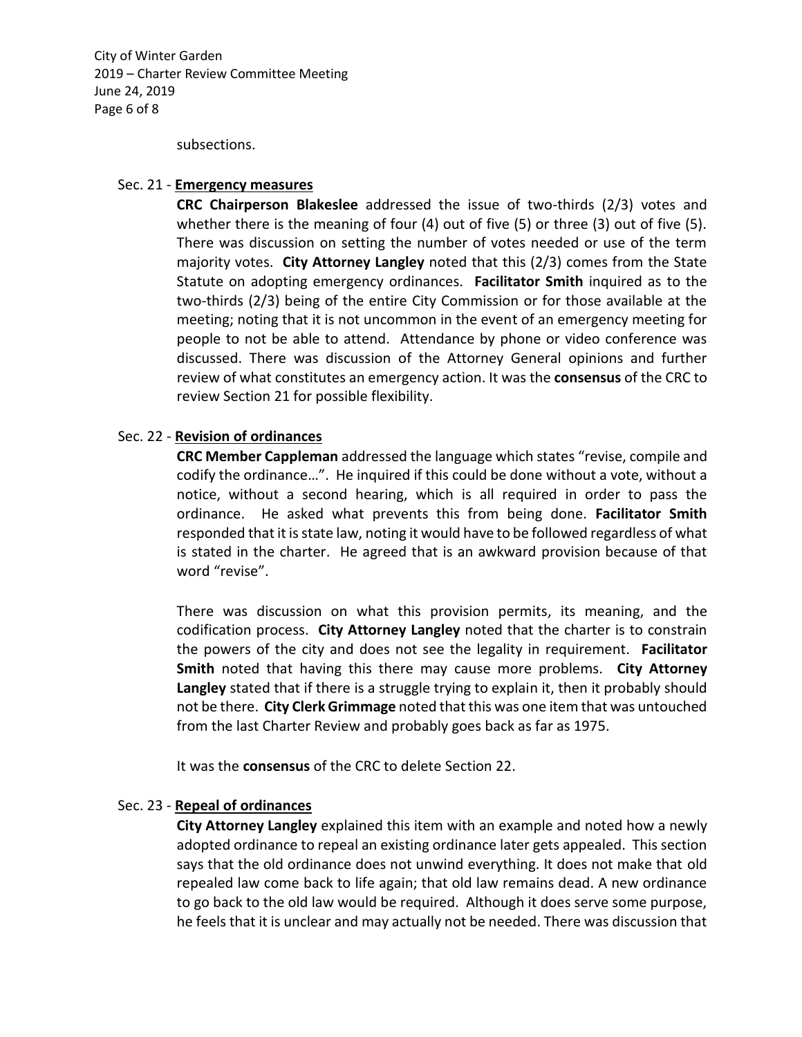subsections.

Sec. 21 - **Emergency measures**

**CRC Chairperson Blakeslee** addressed the issue of two-thirds (2/3) votes and whether there is the meaning of four (4) out of five (5) or three (3) out of five (5). There was discussion on setting the number of votes needed or use of the term majority votes. **City Attorney Langley** noted that this (2/3) comes from the State Statute on adopting emergency ordinances. **Facilitator Smith** inquired as to the two-thirds (2/3) being of the entire City Commission or for those available at the meeting; noting that it is not uncommon in the event of an emergency meeting for people to not be able to attend. Attendance by phone or video conference was discussed. There was discussion of the Attorney General opinions and further review of what constitutes an emergency action. It was the **consensus** of the CRC to review Section 21 for possible flexibility.

Sec. 22 - **Revision of ordinances**

**CRC Member Cappleman** addressed the language which states "revise, compile and codify the ordinance…". He inquired if this could be done without a vote, without a notice, without a second hearing, which is all required in order to pass the ordinance. He asked what prevents this from being done. **Facilitator Smith** responded that it is state law, noting it would have to be followed regardless of what is stated in the charter. He agreed that is an awkward provision because of that word "revise".

There was discussion on what this provision permits, its meaning, and the codification process. **City Attorney Langley** noted that the charter is to constrain the powers of the city and does not see the legality in requirement. **Facilitator Smith** noted that having this there may cause more problems. **City Attorney Langley** stated that if there is a struggle trying to explain it, then it probably should not be there. **City Clerk Grimmage** noted that this was one item that was untouched from the last Charter Review and probably goes back as far as 1975.

It was the **consensus** of the CRC to delete Section 22.

Sec. 23 - **Repeal of ordinances**

**City Attorney Langley** explained this item with an example and noted how a newly adopted ordinance to repeal an existing ordinance later gets appealed. This section says that the old ordinance does not unwind everything. It does not make that old repealed law come back to life again; that old law remains dead. A new ordinance to go back to the old law would be required. Although it does serve some purpose, he feels that it is unclear and may actually not be needed. There was discussion that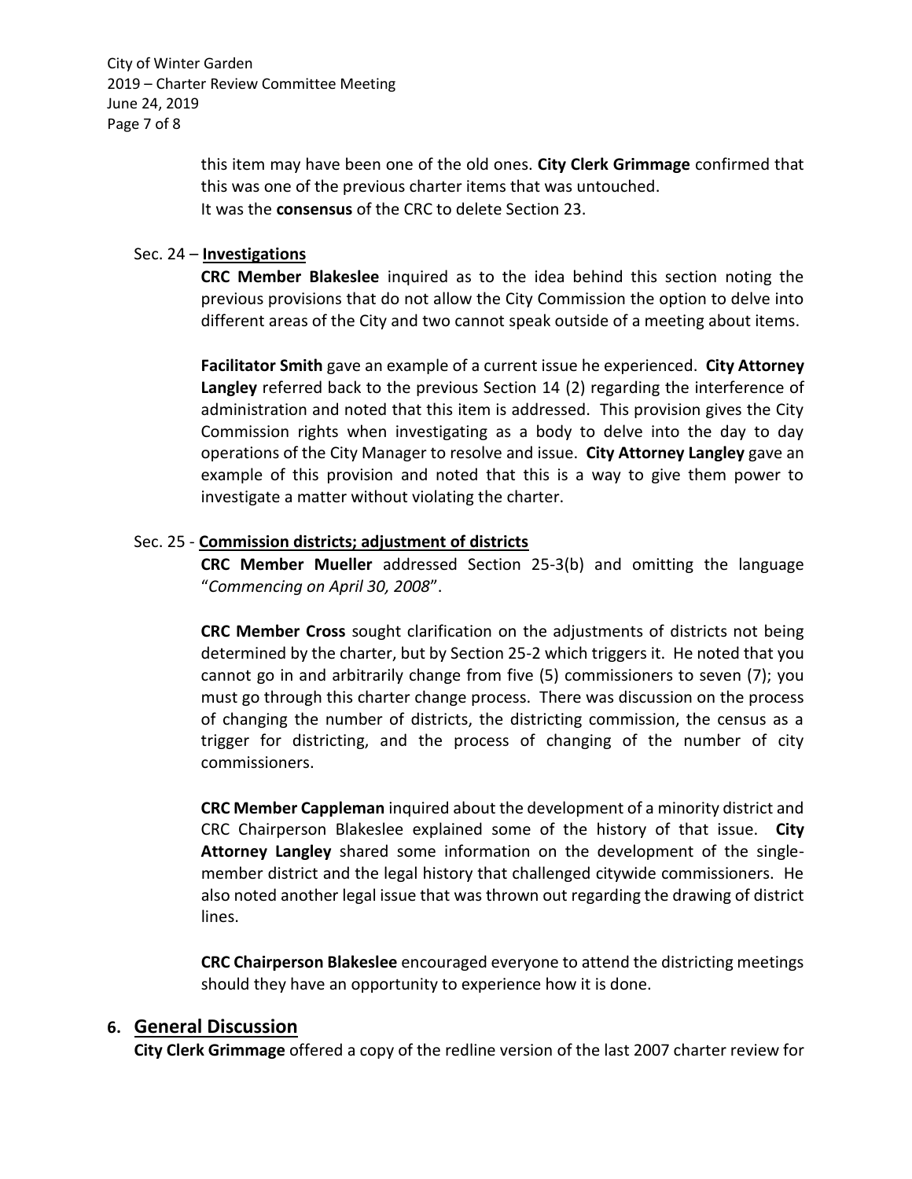this item may have been one of the old ones. **City Clerk Grimmage** confirmed that this was one of the previous charter items that was untouched.
It was the **consensus** of the CRC to delete Section 23.

Sec. 24 – **Investigations**

**CRC Member Blakeslee** inquired as to the idea behind this section noting the previous provisions that do not allow the City Commission the option to delve into different areas of the City and two cannot speak outside of a meeting about items.

**Facilitator Smith** gave an example of a current issue he experienced. **City Attorney Langley** referred back to the previous Section 14 (2) regarding the interference of administration and noted that this item is addressed. This provision gives the City Commission rights when investigating as a body to delve into the day to day operations of the City Manager to resolve and issue. **City Attorney Langley** gave an example of this provision and noted that this is a way to give them power to investigate a matter without violating the charter.

Sec. 25 - **Commission districts; adjustment of districts**

**CRC Member Mueller** addressed Section 25-3(b) and omitting the language "*Commencing on April 30, 2008*".

**CRC Member Cross** sought clarification on the adjustments of districts not being determined by the charter, but by Section 25-2 which triggers it. He noted that you cannot go in and arbitrarily change from five (5) commissioners to seven (7); you must go through this charter change process. There was discussion on the process of changing the number of districts, the districting commission, the census as a trigger for districting, and the process of changing of the number of city commissioners.

**CRC Member Cappleman** inquired about the development of a minority district and CRC Chairperson Blakeslee explained some of the history of that issue. **City Attorney Langley** shared some information on the development of the single-member district and the legal history that challenged citywide commissioners. He also noted another legal issue that was thrown out regarding the drawing of district lines.

**CRC Chairperson Blakeslee** encouraged everyone to attend the districting meetings should they have an opportunity to experience how it is done.

## 6. General Discussion

**City Clerk Grimmage** offered a copy of the redline version of the last 2007 charter review for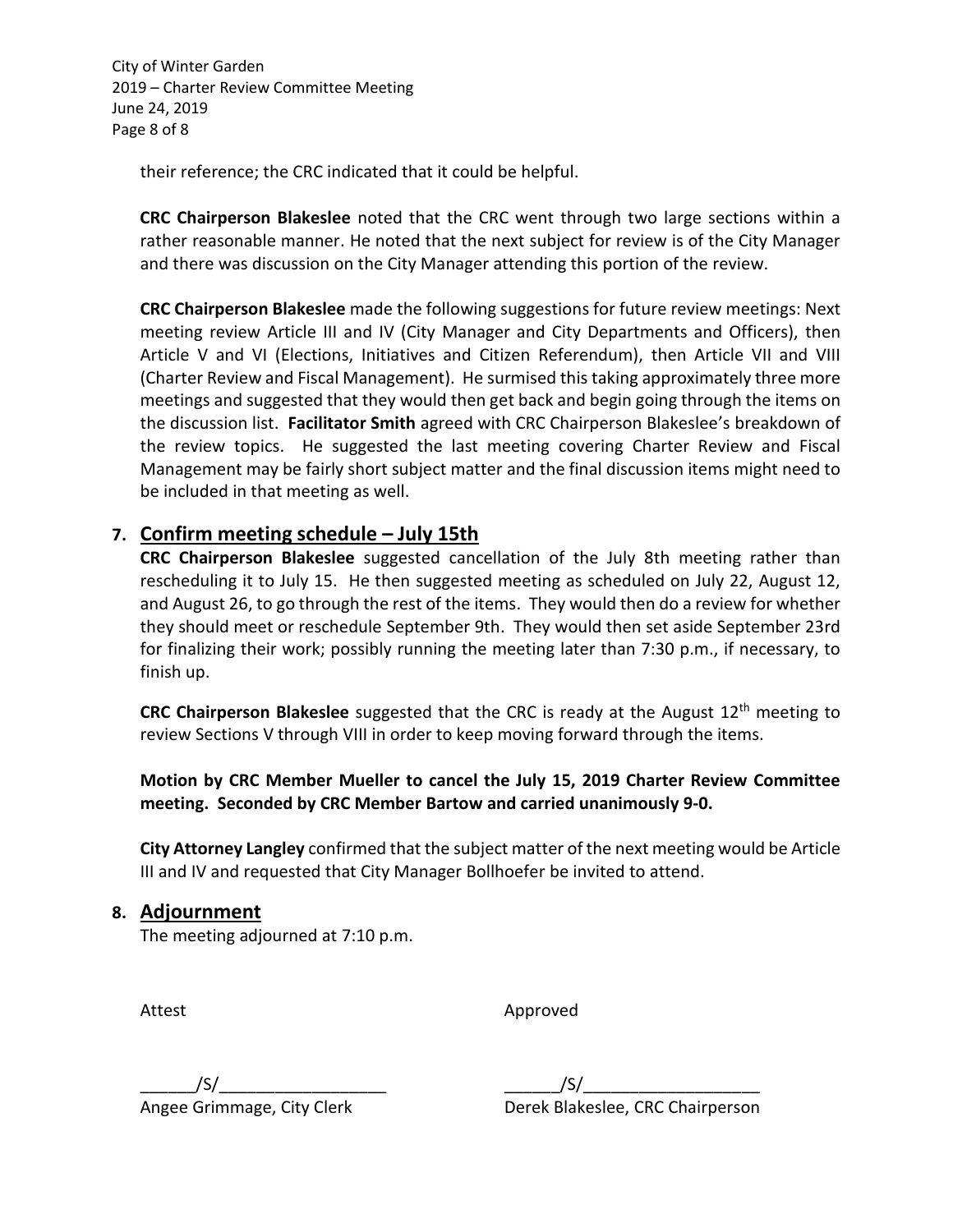their reference; the CRC indicated that it could be helpful.

**CRC Chairperson Blakeslee** noted that the CRC went through two large sections within a rather reasonable manner. He noted that the next subject for review is of the City Manager and there was discussion on the City Manager attending this portion of the review.

**CRC Chairperson Blakeslee** made the following suggestions for future review meetings: Next meeting review Article III and IV (City Manager and City Departments and Officers), then Article V and VI (Elections, Initiatives and Citizen Referendum), then Article VII and VIII (Charter Review and Fiscal Management). He surmised this taking approximately three more meetings and suggested that they would then get back and begin going through the items on the discussion list. **Facilitator Smith** agreed with CRC Chairperson Blakeslee's breakdown of the review topics. He suggested the last meeting covering Charter Review and Fiscal Management may be fairly short subject matter and the final discussion items might need to be included in that meeting as well.

## 7. Confirm meeting schedule – July 15th

**CRC Chairperson Blakeslee** suggested cancellation of the July 8th meeting rather than rescheduling it to July 15. He then suggested meeting as scheduled on July 22, August 12, and August 26, to go through the rest of the items. They would then do a review for whether they should meet or reschedule September 9th. They would then set aside September 23rd for finalizing their work; possibly running the meeting later than 7:30 p.m., if necessary, to finish up.

**CRC Chairperson Blakeslee** suggested that the CRC is ready at the August 12th meeting to review Sections V through VIII in order to keep moving forward through the items.

**Motion by CRC Member Mueller to cancel the July 15, 2019 Charter Review Committee meeting. Seconded by CRC Member Bartow and carried unanimously 9-0.**

**City Attorney Langley** confirmed that the subject matter of the next meeting would be Article III and IV and requested that City Manager Bollhoefer be invited to attend.

## 8. Adjournment

The meeting adjourned at 7:10 p.m.

Attest

______/S/__________________

Angee Grimmage, City Clerk

Approved

______/S/__________________

Derek Blakeslee, CRC Chairperson